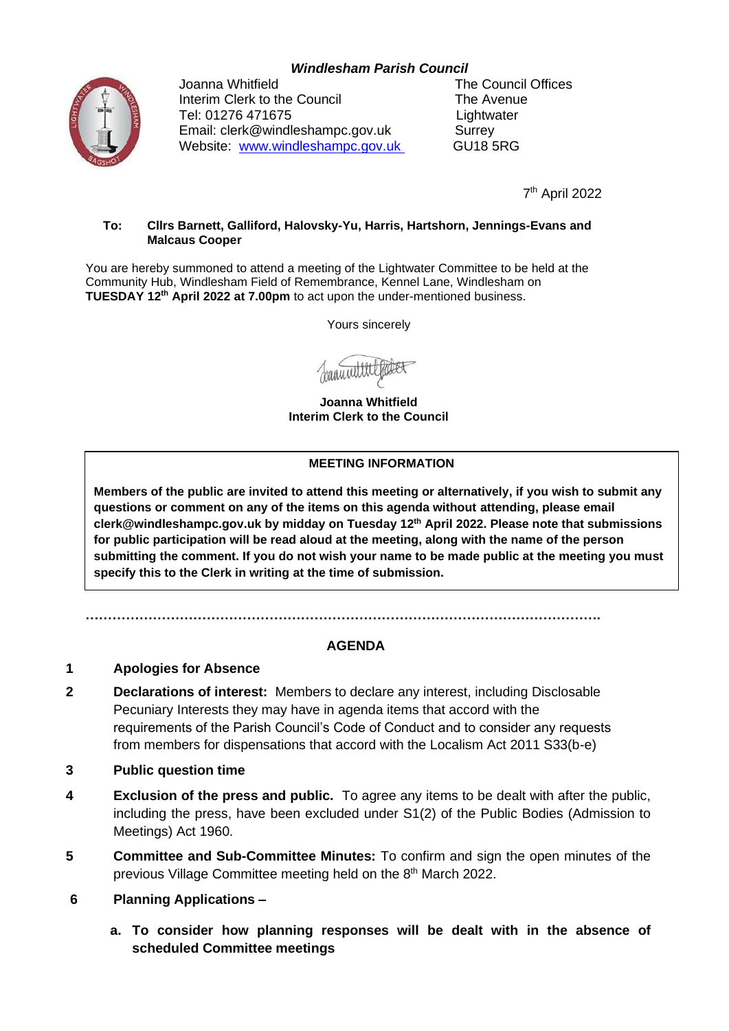***Windlesham Parish Council***

Joanna Whitfield
Interim Clerk to the Council
Tel: 01276 471675
Email: clerk@windleshampc.gov.uk
Website: [www.windleshampc.gov.uk](http://www.windleshampc.gov.uk)

The Council Offices
The Avenue
Lightwater
Surrey
GU18 5RG

7th April 2022

**To: Cllrs Barnett, Galliford, Halovsky-Yu, Harris, Hartshorn, Jennings-Evans and Malcaus Cooper**

You are hereby summoned to attend a meeting of the Lightwater Committee to be held at the Community Hub, Windlesham Field of Remembrance, Kennel Lane, Windlesham on **TUESDAY 12th April 2022 at 7.00pm** to act upon the under-mentioned business.

Yours sincerely

**Joanna Whitfield**
**Interim Clerk to the Council**

| **MEETING INFORMATION** |
|---|
| **Members of the public are invited to attend this meeting or alternatively, if you wish to submit any questions or comment on any of the items on this agenda without attending, please email clerk@windleshampc.gov.uk by midday on Tuesday 12th April 2022. Please note that submissions for public participation will be read aloud at the meeting, along with the name of the person submitting the comment. If you do not wish your name to be made public at the meeting you must specify this to the Clerk in writing at the time of submission.** |

……………………………………………………………………………………………………

## AGENDA

1. **Apologies for Absence**
2. **Declarations of interest:** Members to declare any interest, including Disclosable Pecuniary Interests they may have in agenda items that accord with the requirements of the Parish Council's Code of Conduct and to consider any requests from members for dispensations that accord with the Localism Act 2011 S33(b-e)
3. **Public question time**
4. **Exclusion of the press and public.** To agree any items to be dealt with after the public, including the press, have been excluded under S1(2) of the Public Bodies (Admission to Meetings) Act 1960.
5. **Committee and Sub-Committee Minutes:** To confirm and sign the open minutes of the previous Village Committee meeting held on the 8th March 2022.
6. **Planning Applications –**
   a. **To consider how planning responses will be dealt with in the absence of scheduled Committee meetings**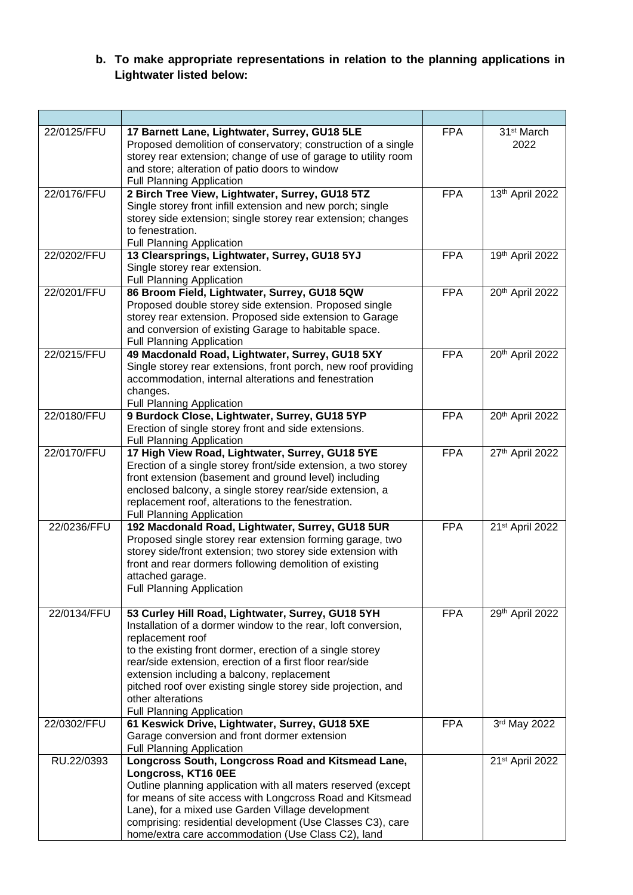**b. To make appropriate representations in relation to the planning applications in Lightwater listed below:**

| | | | |
|---|---|---|---|
| 22/0125/FFU | **17 Barnett Lane, Lightwater, Surrey, GU18 5LE** Proposed demolition of conservatory; construction of a single storey rear extension; change of use of garage to utility room and store; alteration of patio doors to window Full Planning Application | FPA | 31st March 2022 |
| 22/0176/FFU | **2 Birch Tree View, Lightwater, Surrey, GU18 5TZ** Single storey front infill extension and new porch; single storey side extension; single storey rear extension; changes to fenestration. Full Planning Application | FPA | 13th April 2022 |
| 22/0202/FFU | **13 Clearsprings, Lightwater, Surrey, GU18 5YJ** Single storey rear extension. Full Planning Application | FPA | 19th April 2022 |
| 22/0201/FFU | **86 Broom Field, Lightwater, Surrey, GU18 5QW** Proposed double storey side extension. Proposed single storey rear extension. Proposed side extension to Garage and conversion of existing Garage to habitable space. Full Planning Application | FPA | 20th April 2022 |
| 22/0215/FFU | **49 Macdonald Road, Lightwater, Surrey, GU18 5XY** Single storey rear extensions, front porch, new roof providing accommodation, internal alterations and fenestration changes. Full Planning Application | FPA | 20th April 2022 |
| 22/0180/FFU | **9 Burdock Close, Lightwater, Surrey, GU18 5YP** Erection of single storey front and side extensions. Full Planning Application | FPA | 20th April 2022 |
| 22/0170/FFU | **17 High View Road, Lightwater, Surrey, GU18 5YE** Erection of a single storey front/side extension, a two storey front extension (basement and ground level) including enclosed balcony, a single storey rear/side extension, a replacement roof, alterations to the fenestration. Full Planning Application | FPA | 27th April 2022 |
| 22/0236/FFU | **192 Macdonald Road, Lightwater, Surrey, GU18 5UR** Proposed single storey rear extension forming garage, two storey side/front extension; two storey side extension with front and rear dormers following demolition of existing attached garage. Full Planning Application | FPA | 21st April 2022 |
| 22/0134/FFU | **53 Curley Hill Road, Lightwater, Surrey, GU18 5YH** Installation of a dormer window to the rear, loft conversion, replacement roof to the existing front dormer, erection of a single storey rear/side extension, erection of a first floor rear/side extension including a balcony, replacement pitched roof over existing single storey side projection, and other alterations Full Planning Application | FPA | 29th April 2022 |
| 22/0302/FFU | **61 Keswick Drive, Lightwater, Surrey, GU18 5XE** Garage conversion and front dormer extension Full Planning Application | FPA | 3rd May 2022 |
| RU.22/0393 | **Longcross South, Longcross Road and Kitsmead Lane, Longcross, KT16 0EE** Outline planning application with all maters reserved (except for means of site access with Longcross Road and Kitsmead Lane), for a mixed use Garden Village development comprising: residential development (Use Classes C3), care home/extra care accommodation (Use Class C2), land | | 21st April 2022 |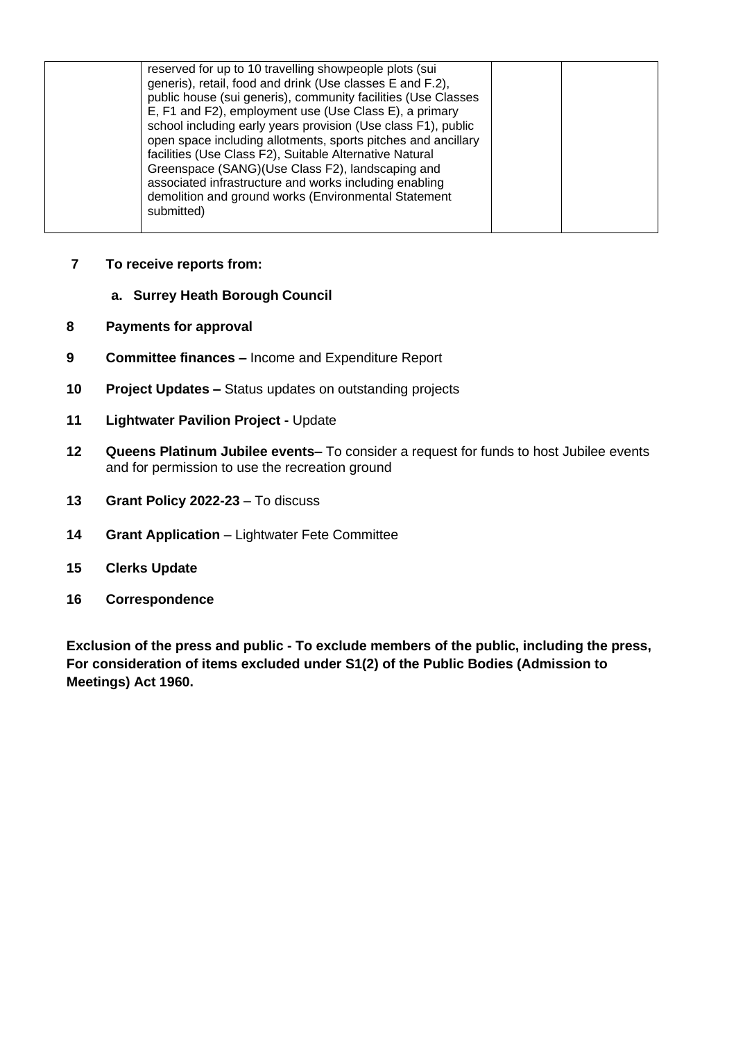| | | | |
|---|---|---|---|
| | reserved for up to 10 travelling showpeople plots (sui generis), retail, food and drink (Use classes E and F.2), public house (sui generis), community facilities (Use Classes E, F1 and F2), employment use (Use Class E), a primary school including early years provision (Use class F1), public open space including allotments, sports pitches and ancillary facilities (Use Class F2), Suitable Alternative Natural Greenspace (SANG)(Use Class F2), landscaping and associated infrastructure and works including enabling demolition and ground works (Environmental Statement submitted) | | |

**7 To receive reports from:**

**a. Surrey Heath Borough Council**

**8 Payments for approval**

**9 Committee finances –** Income and Expenditure Report

**10 Project Updates –** Status updates on outstanding projects

**11 Lightwater Pavilion Project -** Update

**12 Queens Platinum Jubilee events–** To consider a request for funds to host Jubilee events and for permission to use the recreation ground

**13 Grant Policy 2022-23** – To discuss

**14 Grant Application** – Lightwater Fete Committee

**15 Clerks Update**

**16 Correspondence**

**Exclusion of the press and public - To exclude members of the public, including the press, For consideration of items excluded under S1(2) of the Public Bodies (Admission to Meetings) Act 1960.**